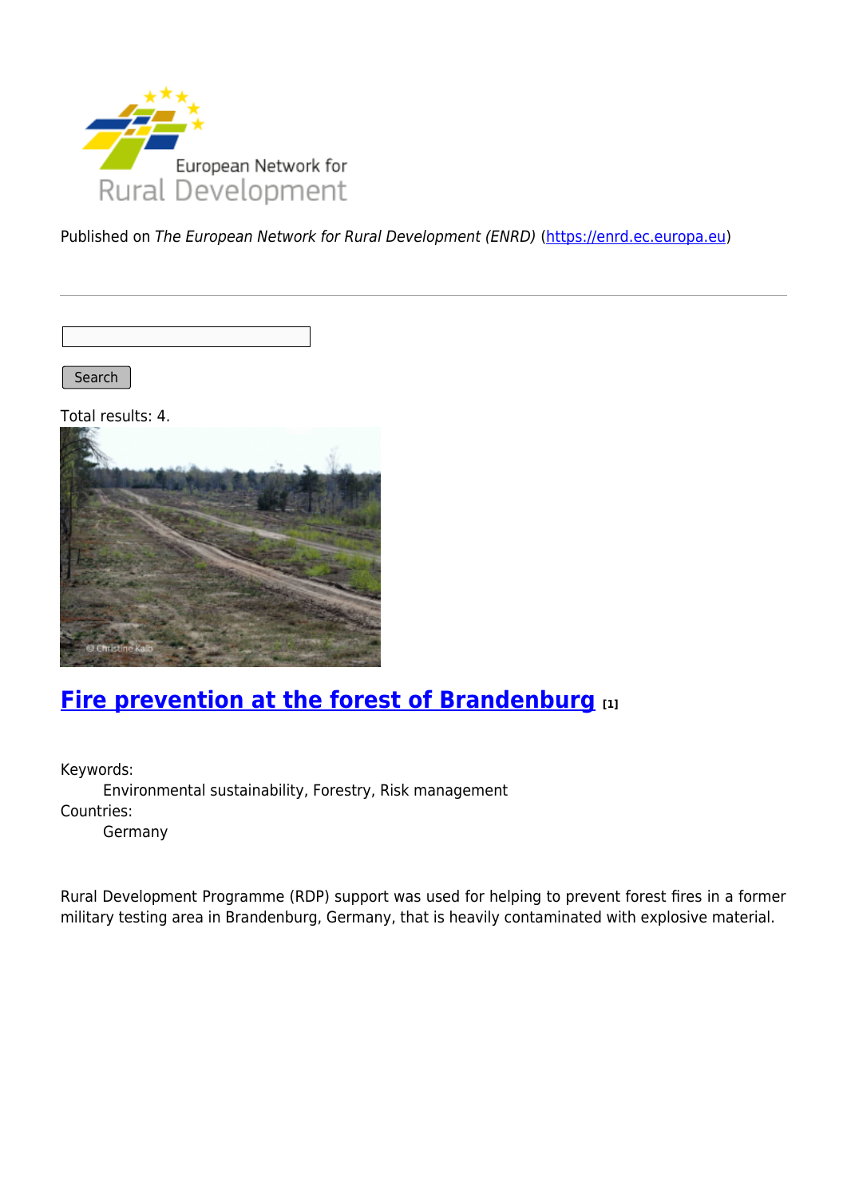Published on *The European Network for Rural Development (ENRD)* (https://enrd.ec.europa.eu)

Search

Total results: 4.

## Fire prevention at the forest of Brandenburg [1]

Keywords:

Environmental sustainability, Forestry, Risk management

Countries:

Germany

Rural Development Programme (RDP) support was used for helping to prevent forest fires in a former military testing area in Brandenburg, Germany, that is heavily contaminated with explosive material.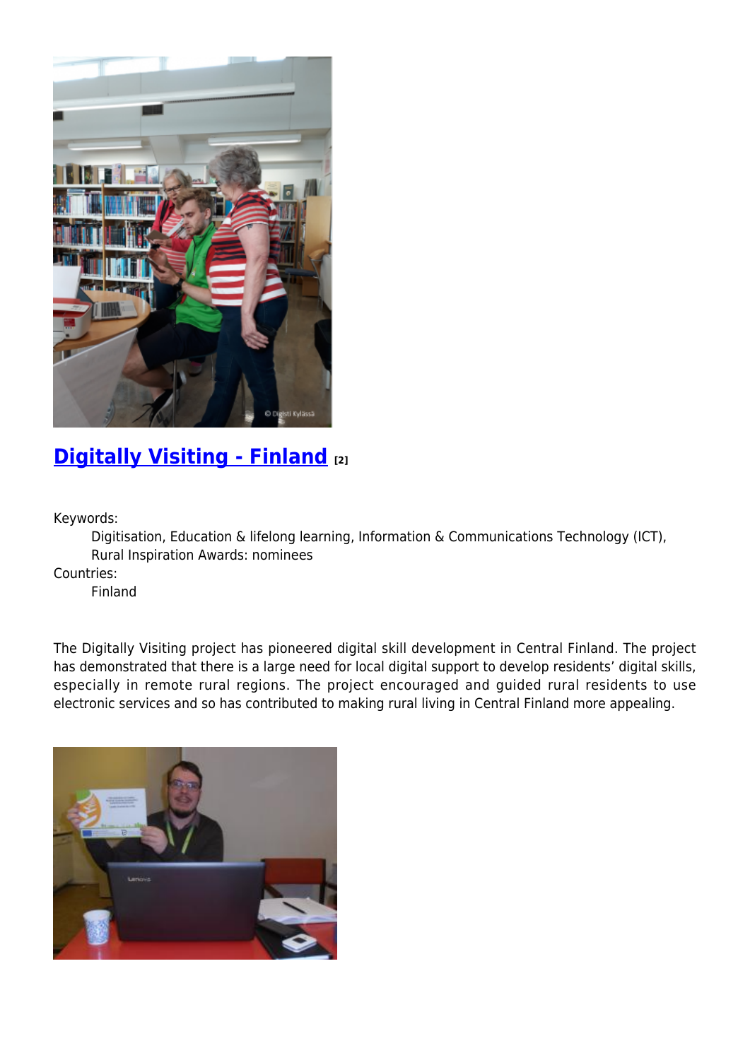## [Digitally Visiting - Finland](#) [2]

Keywords:
    Digitisation, Education & lifelong learning, Information & Communications Technology (ICT), Rural Inspiration Awards: nominees

Countries:
    Finland

The Digitally Visiting project has pioneered digital skill development in Central Finland. The project has demonstrated that there is a large need for local digital support to develop residents' digital skills, especially in remote rural regions. The project encouraged and guided rural residents to use electronic services and so has contributed to making rural living in Central Finland more appealing.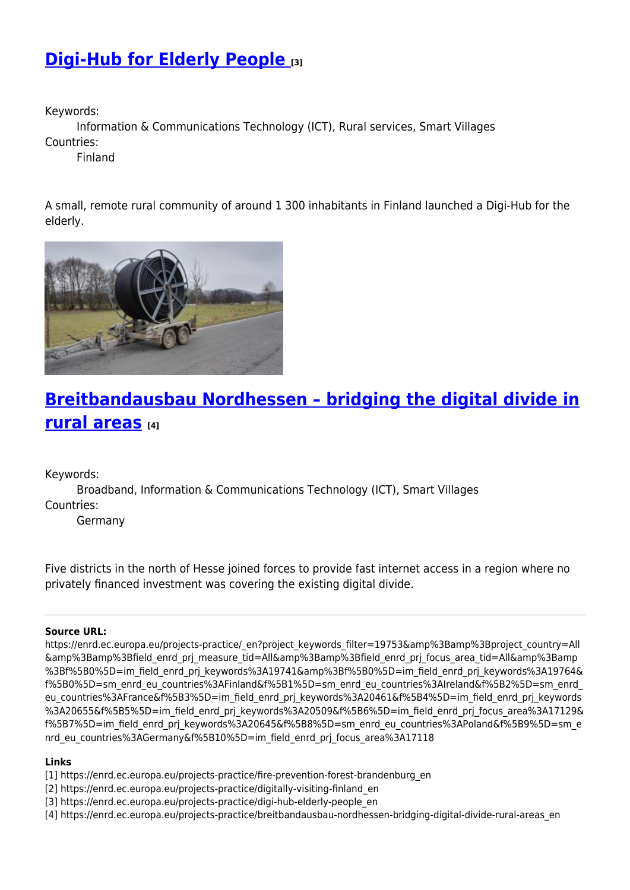## [Digi-Hub for Elderly People](https://enrd.ec.europa.eu/projects-practice/digi-hub-elderly-people_en) [3]

Keywords:
    Information & Communications Technology (ICT), Rural services, Smart Villages
Countries:
    Finland

A small, remote rural community of around 1 300 inhabitants in Finland launched a Digi-Hub for the elderly.

## [Breitbandausbau Nordhessen – bridging the digital divide in rural areas](https://enrd.ec.europa.eu/projects-practice/breitbandausbau-nordhessen-bridging-digital-divide-rural-areas_en) [4]

Keywords:
    Broadband, Information & Communications Technology (ICT), Smart Villages
Countries:
    Germany

Five districts in the north of Hesse joined forces to provide fast internet access in a region where no privately financed investment was covering the existing digital divide.

---

**Source URL:**
https://enrd.ec.europa.eu/projects-practice/_en?project_keywords_filter=19753&amp%3Bamp%3Bproject_country=All&amp%3Bamp%3Bfield_enrd_prj_measure_tid=All&amp%3Bamp%3Bfield_enrd_prj_focus_area_tid=All&amp%3Bamp%3Bf%5B0%5D=im_field_enrd_prj_keywords%3A19741&amp%3Bf%5B0%5D=im_field_enrd_prj_keywords%3A19764&f%5B0%5D=sm_enrd_eu_countries%3AFinland&f%5B1%5D=sm_enrd_eu_countries%3AIreland&f%5B2%5D=sm_enrd_eu_countries%3AFrance&f%5B3%5D=im_field_enrd_prj_keywords%3A20461&f%5B4%5D=im_field_enrd_prj_keywords%3A20655&f%5B5%5D=im_field_enrd_prj_keywords%3A20509&f%5B6%5D=im_field_enrd_prj_focus_area%3A17129&f%5B7%5D=im_field_enrd_prj_keywords%3A20645&f%5B8%5D=sm_enrd_eu_countries%3APoland&f%5B9%5D=sm_enrd_eu_countries%3AGermany&f%5B10%5D=im_field_enrd_prj_focus_area%3A17118

**Links**
[1] https://enrd.ec.europa.eu/projects-practice/fire-prevention-forest-brandenburg_en
[2] https://enrd.ec.europa.eu/projects-practice/digitally-visiting-finland_en
[3] https://enrd.ec.europa.eu/projects-practice/digi-hub-elderly-people_en
[4] https://enrd.ec.europa.eu/projects-practice/breitbandausbau-nordhessen-bridging-digital-divide-rural-areas_en